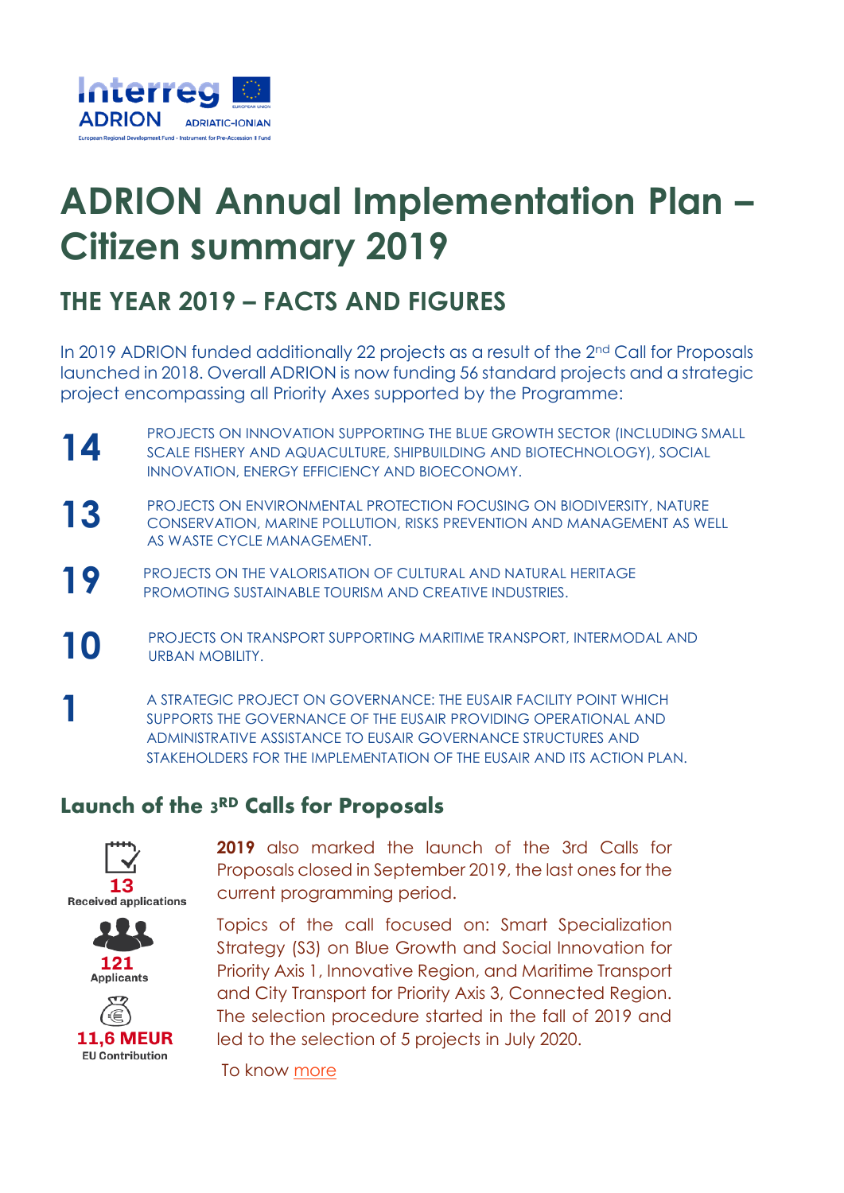Interreg ADRION ADRIATIC-IONIAN

European Regional Development Fund - Instrument for Pre-Accession II Fund

# ADRION Annual Implementation Plan – Citizen summary 2019

## THE YEAR 2019 – FACTS AND FIGURES

In 2019 ADRION funded additionally 22 projects as a result of the 2nd Call for Proposals launched in 2018. Overall ADRION is now funding 56 standard projects and a strategic project encompassing all Priority Axes supported by the Programme:

**14** PROJECTS ON INNOVATION SUPPORTING THE BLUE GROWTH SECTOR (INCLUDING SMALL SCALE FISHERY AND AQUACULTURE, SHIPBUILDING AND BIOTECHNOLOGY), SOCIAL INNOVATION, ENERGY EFFICIENCY AND BIOECONOMY.

**13** PROJECTS ON ENVIRONMENTAL PROTECTION FOCUSING ON BIODIVERSITY, NATURE CONSERVATION, MARINE POLLUTION, RISKS PREVENTION AND MANAGEMENT AS WELL AS WASTE CYCLE MANAGEMENT.

**19** PROJECTS ON THE VALORISATION OF CULTURAL AND NATURAL HERITAGE PROMOTING SUSTAINABLE TOURISM AND CREATIVE INDUSTRIES.

**10** PROJECTS ON TRANSPORT SUPPORTING MARITIME TRANSPORT, INTERMODAL AND URBAN MOBILITY.

**1** A STRATEGIC PROJECT ON GOVERNANCE: THE EUSAIR FACILITY POINT WHICH SUPPORTS THE GOVERNANCE OF THE EUSAIR PROVIDING OPERATIONAL AND ADMINISTRATIVE ASSISTANCE TO EUSAIR GOVERNANCE STRUCTURES AND STAKEHOLDERS FOR THE IMPLEMENTATION OF THE EUSAIR AND ITS ACTION PLAN.

### Launch of the 3RD Calls for Proposals

**13** Received applications

**121** Applicants

**11,6 MEUR** EU Contribution

**2019** also marked the launch of the 3rd Calls for Proposals closed in September 2019, the last ones for the current programming period.

Topics of the call focused on: Smart Specialization Strategy (S3) on Blue Growth and Social Innovation for Priority Axis 1, Innovative Region, and Maritime Transport and City Transport for Priority Axis 3, Connected Region. The selection procedure started in the fall of 2019 and led to the selection of 5 projects in July 2020.

To know more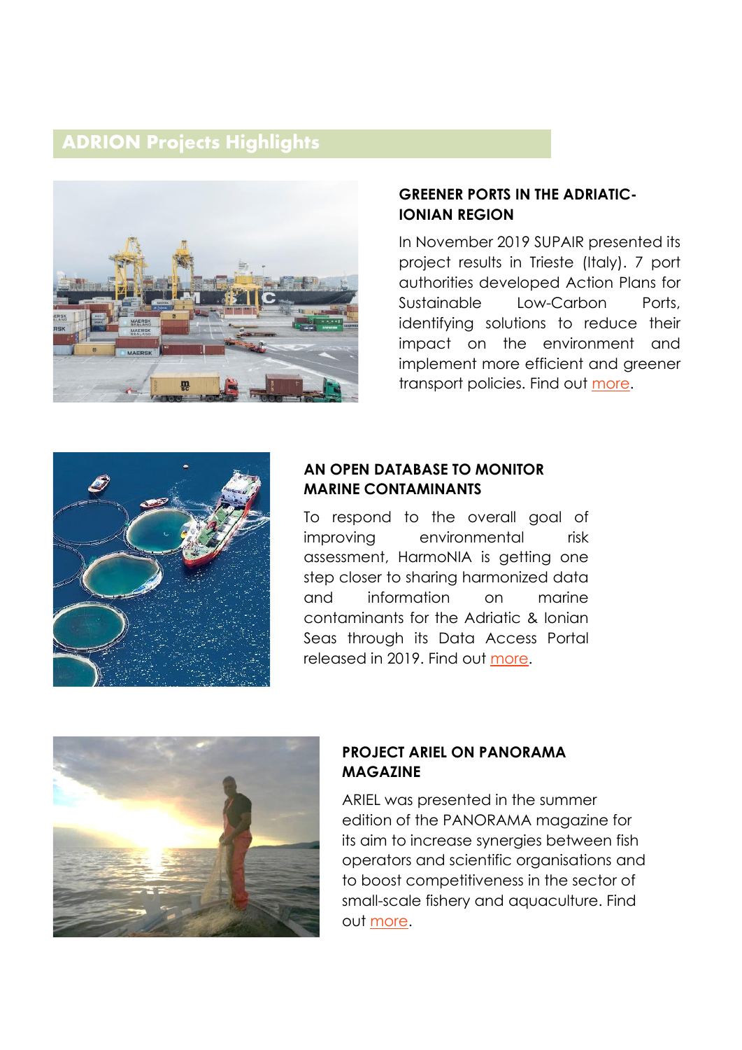## ADRION Projects Highlights

### GREENER PORTS IN THE ADRIATIC-IONIAN REGION

In November 2019 SUPAIR presented its project results in Trieste (Italy). 7 port authorities developed Action Plans for Sustainable Low-Carbon Ports, identifying solutions to reduce their impact on the environment and implement more efficient and greener transport policies. Find out more.

### AN OPEN DATABASE TO MONITOR MARINE CONTAMINANTS

To respond to the overall goal of improving environmental risk assessment, HarmoNIA is getting one step closer to sharing harmonized data and information on marine contaminants for the Adriatic & Ionian Seas through its Data Access Portal released in 2019. Find out more.

### PROJECT ARIEL ON PANORAMA MAGAZINE

ARIEL was presented in the summer edition of the PANORAMA magazine for its aim to increase synergies between fish operators and scientific organisations and to boost competitiveness in the sector of small-scale fishery and aquaculture. Find out more.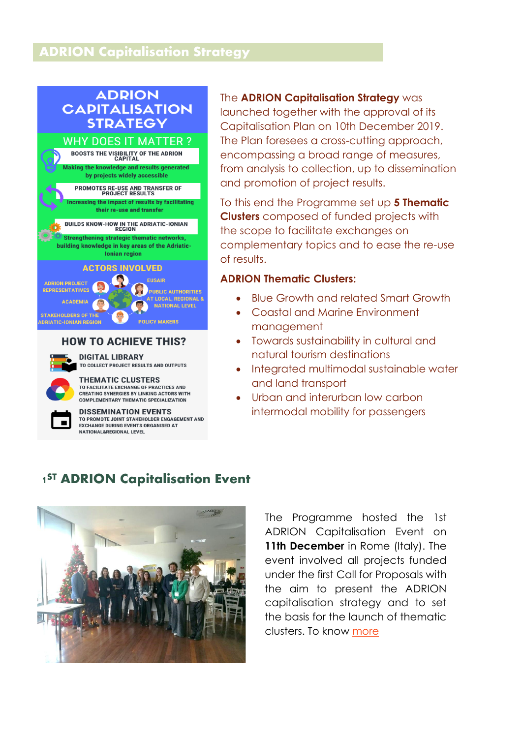## ADRION Capitalisation Strategy

### ADRION CAPITALISATION STRATEGY

**WHY DOES IT MATTER ?**

**BOOSTS THE VISIBILITY OF THE ADRION CAPITAL**
Making the knowledge and results generated by projects widely accessible

**PROMOTES RE-USE AND TRANSFER OF PROJECT RESULTS**
Increasing the impact of results by facilitating their re-use and transfer

**BUILDS KNOW-HOW IN THE ADRIATIC-IONIAN REGION**
Strengthening strategic thematic networks, building knowledge in key areas of the Adriatic-Ionian region

**ACTORS INVOLVED**

ADRION PROJECT REPRESENTATIVES, ACADEMIA, STAKEHOLDERS OF THE ADRIATIC-IONIAN REGION, EUSAIR, PUBLIC AUTHORITIES AT LOCAL, REGIONAL & NATIONAL LEVEL, POLICY MAKERS

**HOW TO ACHIEVE THIS?**

**DIGITAL LIBRARY**
TO COLLECT PROJECT RESULTS AND OUTPUTS

**THEMATIC CLUSTERS**
TO FACILITATE EXCHANGE OF PRACTICES AND CREATING SYNERGIES BY LINKING ACTORS WITH COMPLEMENTARY THEMATIC SPECIALIZATION

**DISSEMINATION EVENTS**
TO PROMOTE JOINT STAKEHOLDER ENGAGEMENT AND EXCHANGE DURING EVENTS ORGANISED AT NATIONAL&REGIONAL LEVEL

The **ADRION Capitalisation Strategy** was launched together with the approval of its Capitalisation Plan on 10th December 2019. The Plan foresees a cross-cutting approach, encompassing a broad range of measures, from analysis to collection, up to dissemination and promotion of project results.

To this end the Programme set up **5 Thematic Clusters** composed of funded projects with the scope to facilitate exchanges on complementary topics and to ease the re-use of results.

**ADRION Thematic Clusters:**

- Blue Growth and related Smart Growth
- Coastal and Marine Environment management
- Towards sustainability in cultural and natural tourism destinations
- Integrated multimodal sustainable water and land transport
- Urban and interurban low carbon intermodal mobility for passengers

## 1ST ADRION Capitalisation Event

The Programme hosted the 1st ADRION Capitalisation Event on **11th December** in Rome (Italy). The event involved all projects funded under the first Call for Proposals with the aim to present the ADRION capitalisation strategy and to set the basis for the launch of thematic clusters. To know more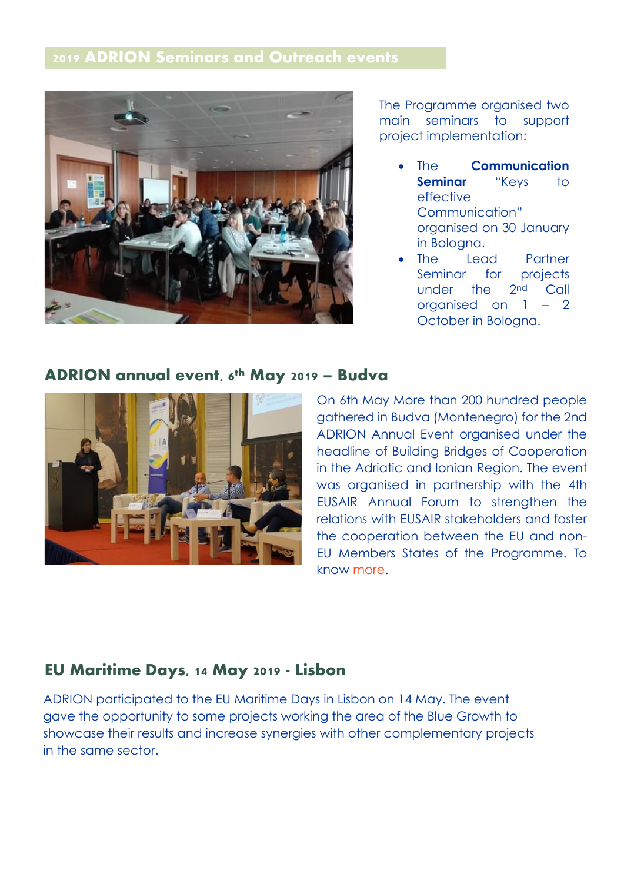## 2019 ADRION Seminars and Outreach events

The Programme organised two main seminars to support project implementation:

- The **Communication Seminar** "Keys to effective Communication" organised on 30 January in Bologna.
- The Lead Partner projects Seminar for projects under the 2nd Call organised on 1 – 2 October in Bologna.

## ADRION annual event, 6th May 2019 – Budva

On 6th May More than 200 hundred people gathered in Budva (Montenegro) for the 2nd ADRION Annual Event organised under the headline of Building Bridges of Cooperation in the Adriatic and Ionian Region. The event was organised in partnership with the 4th EUSAIR Annual Forum to strengthen the relations with EUSAIR stakeholders and foster the cooperation between the EU and non-EU Members States of the Programme. To know more.

## EU Maritime Days, 14 May 2019 - Lisbon

ADRION participated to the EU Maritime Days in Lisbon on 14 May. The event gave the opportunity to some projects working the area of the Blue Growth to showcase their results and increase synergies with other complementary projects in the same sector.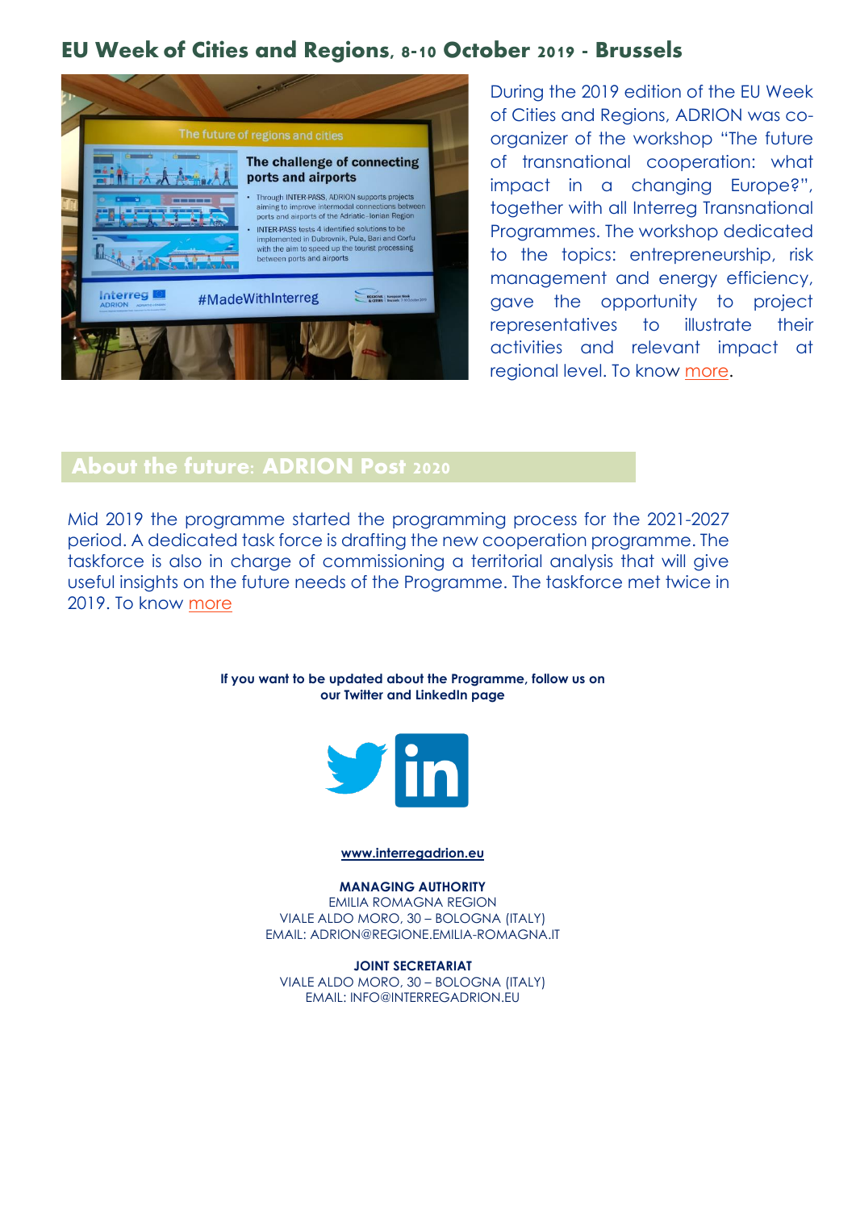## EU Week of Cities and Regions, 8-10 October 2019 - Brussels

During the 2019 edition of the EU Week of Cities and Regions, ADRION was co-organizer of the workshop "The future of transnational cooperation: what impact in a changing Europe?", together with all Interreg Transnational Programmes. The workshop dedicated to the topics: entrepreneurship, risk management and energy efficiency, gave the opportunity to project representatives to illustrate their activities and relevant impact at regional level. To know more.

## About the future: ADRION Post 2020

Mid 2019 the programme started the programming process for the 2021-2027 period. A dedicated task force is drafting the new cooperation programme. The taskforce is also in charge of commissioning a territorial analysis that will give useful insights on the future needs of the Programme. The taskforce met twice in 2019. To know more

**If you want to be updated about the Programme, follow us on our Twitter and LinkedIn page**

**www.interregadrion.eu**

**MANAGING AUTHORITY**
EMILIA ROMAGNA REGION
VIALE ALDO MORO, 30 – BOLOGNA (ITALY)
EMAIL: ADRION@REGIONE.EMILIA-ROMAGNA.IT

**JOINT SECRETARIAT**
VIALE ALDO MORO, 30 – BOLOGNA (ITALY)
EMAIL: INFO@INTERREGADRION.EU